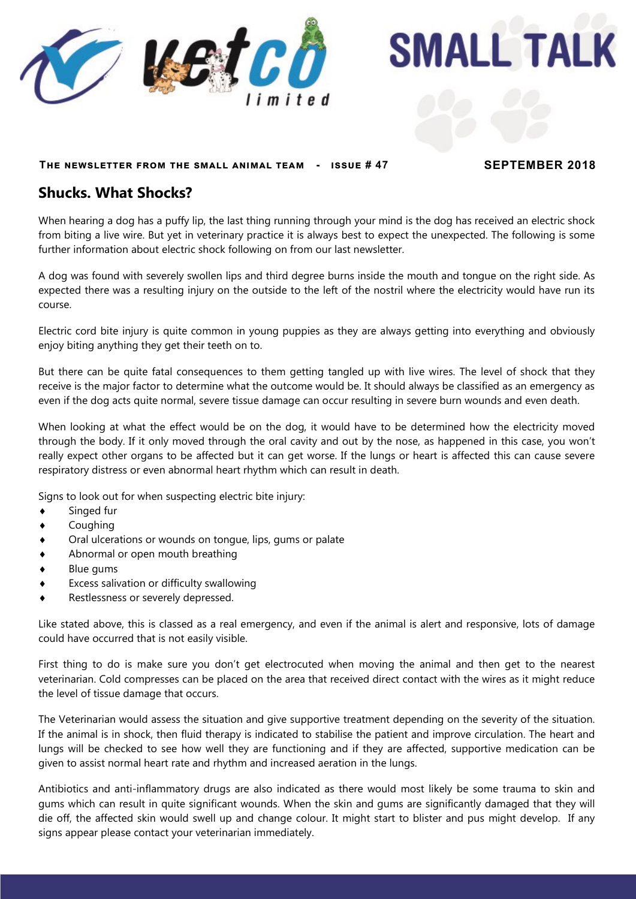# SMALL TALK

**The newsletter from the small animal team - issue # 47**

**SEPTEMBER 2018**

## Shucks. What Shocks?

When hearing a dog has a puffy lip, the last thing running through your mind is the dog has received an electric shock from biting a live wire. But yet in veterinary practice it is always best to expect the unexpected. The following is some further information about electric shock following on from our last newsletter.

A dog was found with severely swollen lips and third degree burns inside the mouth and tongue on the right side. As expected there was a resulting injury on the outside to the left of the nostril where the electricity would have run its course.

Electric cord bite injury is quite common in young puppies as they are always getting into everything and obviously enjoy biting anything they get their teeth on to.

But there can be quite fatal consequences to them getting tangled up with live wires. The level of shock that they receive is the major factor to determine what the outcome would be. It should always be classified as an emergency as even if the dog acts quite normal, severe tissue damage can occur resulting in severe burn wounds and even death.

When looking at what the effect would be on the dog, it would have to be determined how the electricity moved through the body. If it only moved through the oral cavity and out by the nose, as happened in this case, you won't really expect other organs to be affected but it can get worse. If the lungs or heart is affected this can cause severe respiratory distress or even abnormal heart rhythm which can result in death.

Signs to look out for when suspecting electric bite injury:

- Singed fur
- Coughing
- Oral ulcerations or wounds on tongue, lips, gums or palate
- Abnormal or open mouth breathing
- Blue gums
- Excess salivation or difficulty swallowing
- Restlessness or severely depressed.

Like stated above, this is classed as a real emergency, and even if the animal is alert and responsive, lots of damage could have occurred that is not easily visible.

First thing to do is make sure you don't get electrocuted when moving the animal and then get to the nearest veterinarian. Cold compresses can be placed on the area that received direct contact with the wires as it might reduce the level of tissue damage that occurs.

The Veterinarian would assess the situation and give supportive treatment depending on the severity of the situation. If the animal is in shock, then fluid therapy is indicated to stabilise the patient and improve circulation. The heart and lungs will be checked to see how well they are functioning and if they are affected, supportive medication can be given to assist normal heart rate and rhythm and increased aeration in the lungs.

Antibiotics and anti-inflammatory drugs are also indicated as there would most likely be some trauma to skin and gums which can result in quite significant wounds. When the skin and gums are significantly damaged that they will die off, the affected skin would swell up and change colour. It might start to blister and pus might develop. If any signs appear please contact your veterinarian immediately.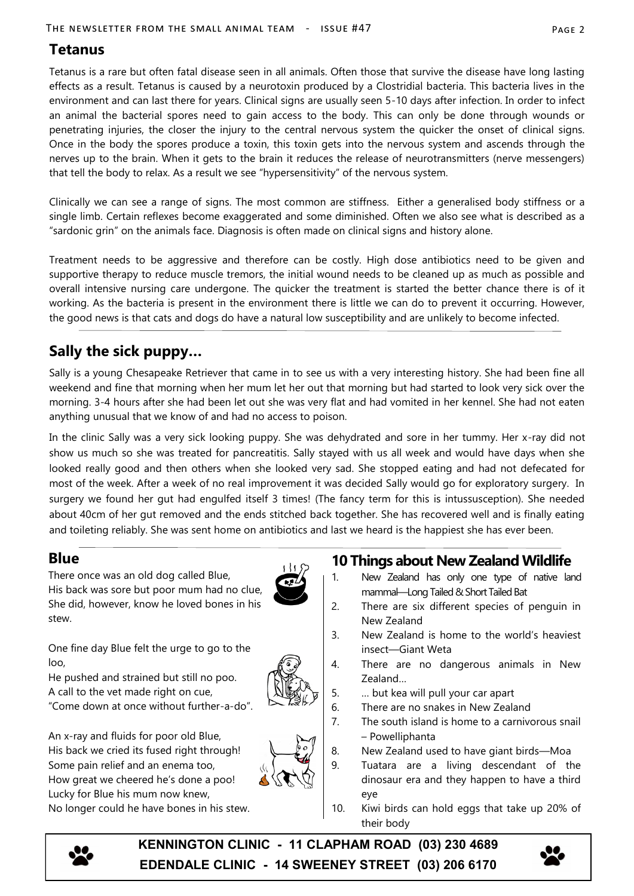## Tetanus

Tetanus is a rare but often fatal disease seen in all animals. Often those that survive the disease have long lasting effects as a result. Tetanus is caused by a neurotoxin produced by a Clostridial bacteria. This bacteria lives in the environment and can last there for years. Clinical signs are usually seen 5-10 days after infection. In order to infect an animal the bacterial spores need to gain access to the body. This can only be done through wounds or penetrating injuries, the closer the injury to the central nervous system the quicker the onset of clinical signs. Once in the body the spores produce a toxin, this toxin gets into the nervous system and ascends through the nerves up to the brain. When it gets to the brain it reduces the release of neurotransmitters (nerve messengers) that tell the body to relax. As a result we see "hypersensitivity" of the nervous system.

Clinically we can see a range of signs. The most common are stiffness. Either a generalised body stiffness or a single limb. Certain reflexes become exaggerated and some diminished. Often we also see what is described as a "sardonic grin" on the animals face. Diagnosis is often made on clinical signs and history alone.

Treatment needs to be aggressive and therefore can be costly. High dose antibiotics need to be given and supportive therapy to reduce muscle tremors, the initial wound needs to be cleaned up as much as possible and overall intensive nursing care undergone. The quicker the treatment is started the better chance there is of it working. As the bacteria is present in the environment there is little we can do to prevent it occurring. However, the good news is that cats and dogs do have a natural low susceptibility and are unlikely to become infected.

## Sally the sick puppy…

Sally is a young Chesapeake Retriever that came in to see us with a very interesting history. She had been fine all weekend and fine that morning when her mum let her out that morning but had started to look very sick over the morning. 3-4 hours after she had been let out she was very flat and had vomited in her kennel. She had not eaten anything unusual that we know of and had no access to poison.

In the clinic Sally was a very sick looking puppy. She was dehydrated and sore in her tummy. Her x-ray did not show us much so she was treated for pancreatitis. Sally stayed with us all week and would have days when she looked really good and then others when she looked very sad. She stopped eating and had not defecated for most of the week. After a week of no real improvement it was decided Sally would go for exploratory surgery. In surgery we found her gut had engulfed itself 3 times! (The fancy term for this is intussusception). She needed about 40cm of her gut removed and the ends stitched back together. She has recovered well and is finally eating and toileting reliably. She was sent home on antibiotics and last we heard is the happiest she has ever been.

## Blue

There once was an old dog called Blue,
His back was sore but poor mum had no clue,
She did, however, know he loved bones in his stew.

One fine day Blue felt the urge to go to the loo,
He pushed and strained but still no poo.
A call to the vet made right on cue,
"Come down at once without further-a-do".

An x-ray and fluids for poor old Blue,
His back we cried its fused right through!
Some pain relief and an enema too,
How great we cheered he's done a poo!
Lucky for Blue his mum now knew,
No longer could he have bones in his stew.

## 10 Things about New Zealand Wildlife

1. New Zealand has only one type of native land mammal—Long Tailed & Short Tailed Bat
2. There are six different species of penguin in New Zealand
3. New Zealand is home to the world's heaviest insect—Giant Weta
4. There are no dangerous animals in New Zealand…
5. … but kea will pull your car apart
6. There are no snakes in New Zealand
7. The south island is home to a carnivorous snail – Powelliphanta
8. New Zealand used to have giant birds—Moa
9. Tuatara are a living descendant of the dinosaur era and they happen to have a third eye
10. Kiwi birds can hold eggs that take up 20% of their body

**KENNINGTON CLINIC - 11 CLAPHAM ROAD (03) 230 4689**
**EDENDALE CLINIC - 14 SWEENEY STREET (03) 206 6170**